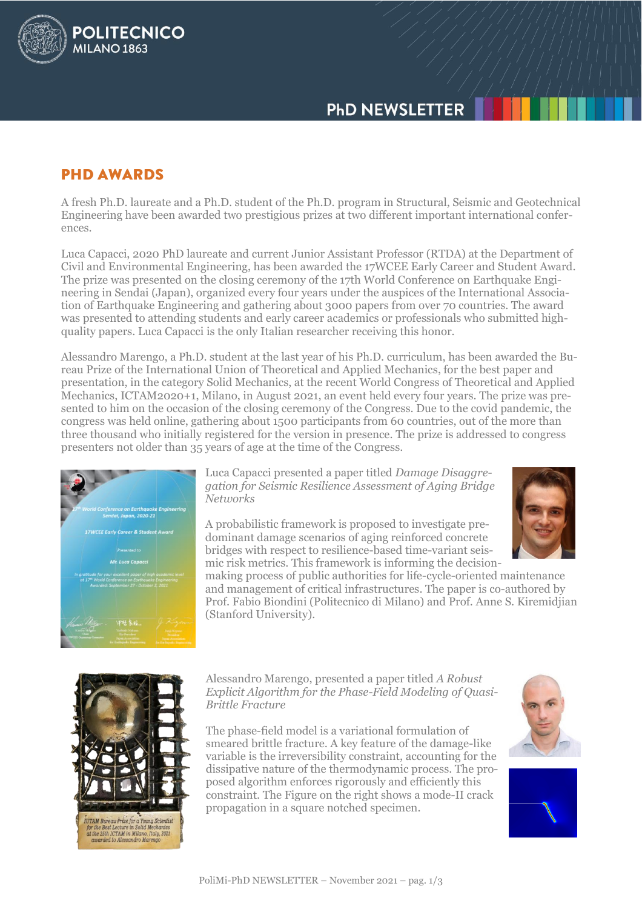## PHD AWARDS

A fresh Ph.D. laureate and a Ph.D. student of the Ph.D. program in Structural, Seismic and Geotechnical Engineering have been awarded two prestigious prizes at two different important international conferences.

Luca Capacci, 2020 PhD laureate and current Junior Assistant Professor (RTDA) at the Department of Civil and Environmental Engineering, has been awarded the 17WCEE Early Career and Student Award. The prize was presented on the closing ceremony of the 17th World Conference on Earthquake Engineering in Sendai (Japan), organized every four years under the auspices of the International Association of Earthquake Engineering and gathering about 3000 papers from over 70 countries. The award was presented to attending students and early career academics or professionals who submitted high-quality papers. Luca Capacci is the only Italian researcher receiving this honor.

Alessandro Marengo, a Ph.D. student at the last year of his Ph.D. curriculum, has been awarded the Bureau Prize of the International Union of Theoretical and Applied Mechanics, for the best paper and presentation, in the category Solid Mechanics, at the recent World Congress of Theoretical and Applied Mechanics, ICTAM2020+1, Milano, in August 2021, an event held every four years. The prize was presented to him on the occasion of the closing ceremony of the Congress. Due to the covid pandemic, the congress was held online, gathering about 1500 participants from 60 countries, out of the more than three thousand who initially registered for the version in presence. The prize is addressed to congress presenters not older than 35 years of age at the time of the Congress.

Luca Capacci presented a paper titled *Damage Disaggregation for Seismic Resilience Assessment of Aging Bridge Networks*

A probabilistic framework is proposed to investigate predominant damage scenarios of aging reinforced concrete bridges with respect to resilience-based time-variant seismic risk metrics. This framework is informing the decision-making process of public authorities for life-cycle-oriented maintenance and management of critical infrastructures. The paper is co-authored by Prof. Fabio Biondini (Politecnico di Milano) and Prof. Anne S. Kiremidjian (Stanford University).

Alessandro Marengo, presented a paper titled *A Robust Explicit Algorithm for the Phase-Field Modeling of Quasi-Brittle Fracture*

The phase-field model is a variational formulation of smeared brittle fracture. A key feature of the damage-like variable is the irreversibility constraint, accounting for the dissipative nature of the thermodynamic process. The proposed algorithm enforces rigorously and efficiently this constraint. The Figure on the right shows a mode-II crack propagation in a square notched specimen.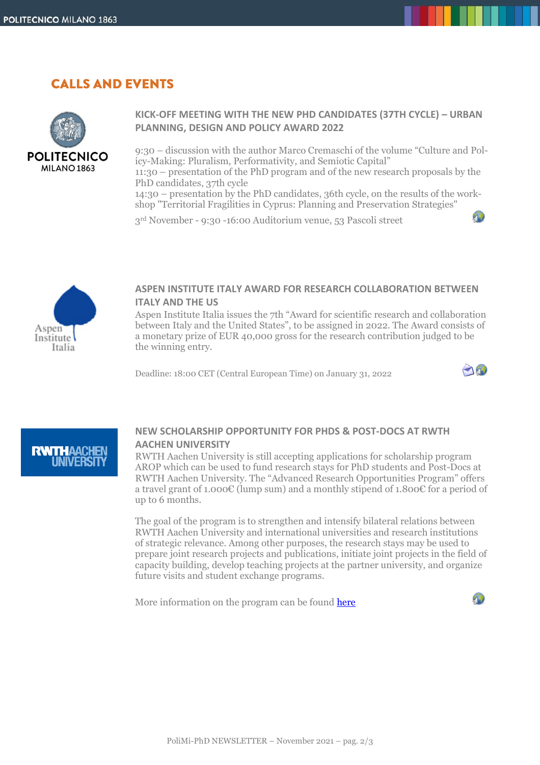# CALLS AND EVENTS

## KICK-OFF MEETING WITH THE NEW PHD CANDIDATES (37TH CYCLE) – URBAN PLANNING, DESIGN AND POLICY AWARD 2022

9:30 – discussion with the author Marco Cremaschi of the volume "Culture and Policy-Making: Pluralism, Performativity, and Semiotic Capital"
11:30 – presentation of the PhD program and of the new research proposals by the PhD candidates, 37th cycle
14:30 – presentation by the PhD candidates, 36th cycle, on the results of the workshop "Territorial Fragilities in Cyprus: Planning and Preservation Strategies"

3rd November - 9:30 -16:00 Auditorium venue, 53 Pascoli street

## ASPEN INSTITUTE ITALY AWARD FOR RESEARCH COLLABORATION BETWEEN ITALY AND THE US

Aspen Institute Italia issues the 7th "Award for scientific research and collaboration between Italy and the United States", to be assigned in 2022. The Award consists of a monetary prize of EUR 40,000 gross for the research contribution judged to be the winning entry.

Deadline: 18:00 CET (Central European Time) on January 31, 2022

## NEW SCHOLARSHIP OPPORTUNITY FOR PHDS & POST-DOCS AT RWTH AACHEN UNIVERSITY

RWTH Aachen University is still accepting applications for scholarship program AROP which can be used to fund research stays for PhD students and Post-Docs at RWTH Aachen University. The "Advanced Research Opportunities Program" offers a travel grant of 1.000€ (lump sum) and a monthly stipend of 1.800€ for a period of up to 6 months.

The goal of the program is to strengthen and intensify bilateral relations between RWTH Aachen University and international universities and research institutions of strategic relevance. Among other purposes, the research stays may be used to prepare joint research projects and publications, initiate joint projects in the field of capacity building, develop teaching projects at the partner university, and organize future visits and student exchange programs.

More information on the program can be found here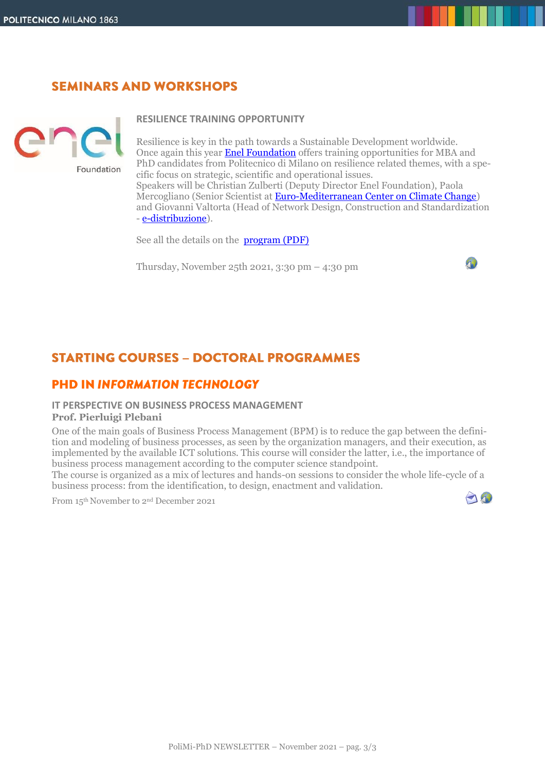## SEMINARS AND WORKSHOPS

### RESILIENCE TRAINING OPPORTUNITY

Resilience is key in the path towards a Sustainable Development worldwide.
Once again this year Enel Foundation offers training opportunities for MBA and PhD candidates from Politecnico di Milano on resilience related themes, with a specific focus on strategic, scientific and operational issues.
Speakers will be Christian Zulberti (Deputy Director Enel Foundation), Paola Mercogliano (Senior Scientist at Euro-Mediterranean Center on Climate Change) and Giovanni Valtorta (Head of Network Design, Construction and Standardization - e-distribuzione).

See all the details on the program (PDF)

Thursday, November 25th 2021, 3:30 pm – 4:30 pm

## STARTING COURSES – DOCTORAL PROGRAMMES

### PHD IN *INFORMATION TECHNOLOGY*

#### IT PERSPECTIVE ON BUSINESS PROCESS MANAGEMENT
**Prof. Pierluigi Plebani**

One of the main goals of Business Process Management (BPM) is to reduce the gap between the definition and modeling of business processes, as seen by the organization managers, and their execution, as implemented by the available ICT solutions. This course will consider the latter, i.e., the importance of business process management according to the computer science standpoint.
The course is organized as a mix of lectures and hands-on sessions to consider the whole life-cycle of a business process: from the identification, to design, enactment and validation.

From 15th November to 2nd December 2021